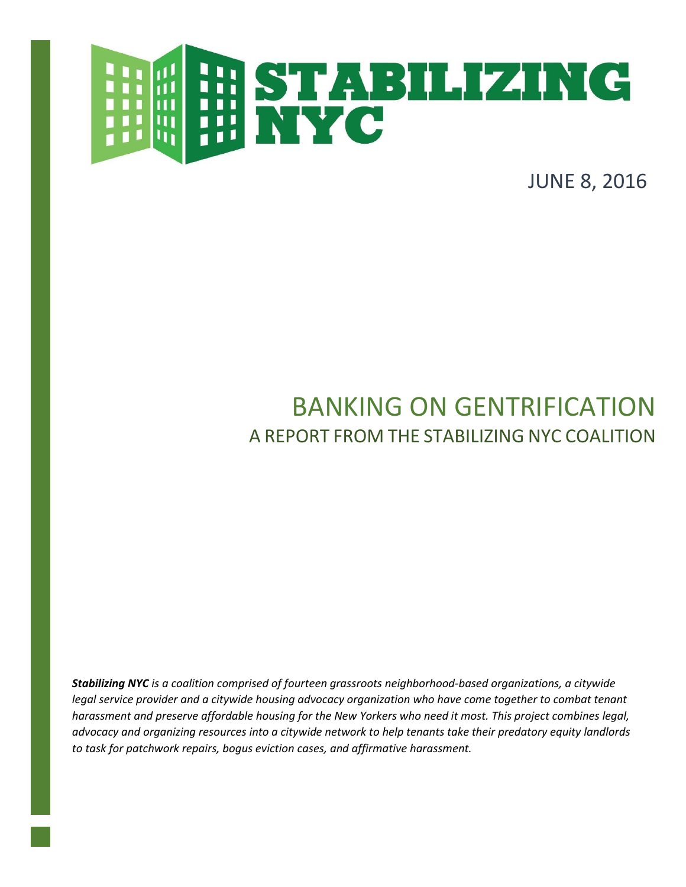# STABILIZING NYC

JUNE 8, 2016

# BANKING ON GENTRIFICATION

## A REPORT FROM THE STABILIZING NYC COALITION

***Stabilizing NYC*** *is a coalition comprised of fourteen grassroots neighborhood-based organizations, a citywide legal service provider and a citywide housing advocacy organization who have come together to combat tenant harassment and preserve affordable housing for the New Yorkers who need it most. This project combines legal, advocacy and organizing resources into a citywide network to help tenants take their predatory equity landlords to task for patchwork repairs, bogus eviction cases, and affirmative harassment.*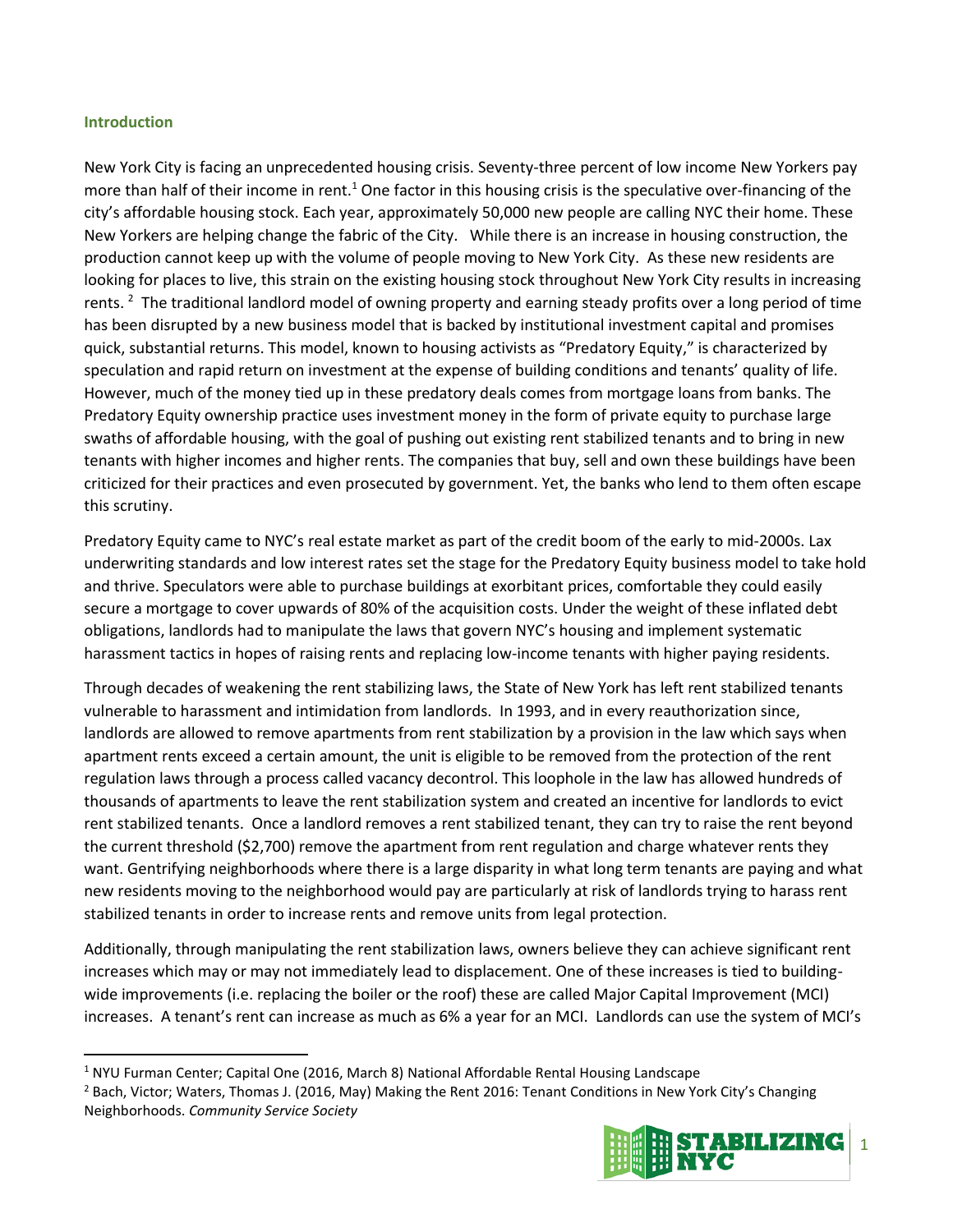## Introduction

New York City is facing an unprecedented housing crisis. Seventy-three percent of low income New Yorkers pay more than half of their income in rent.[1] One factor in this housing crisis is the speculative over-financing of the city's affordable housing stock. Each year, approximately 50,000 new people are calling NYC their home. These New Yorkers are helping change the fabric of the City. While there is an increase in housing construction, the production cannot keep up with the volume of people moving to New York City. As these new residents are looking for places to live, this strain on the existing housing stock throughout New York City results in increasing rents.[2] The traditional landlord model of owning property and earning steady profits over a long period of time has been disrupted by a new business model that is backed by institutional investment capital and promises quick, substantial returns. This model, known to housing activists as "Predatory Equity," is characterized by speculation and rapid return on investment at the expense of building conditions and tenants' quality of life. However, much of the money tied up in these predatory deals comes from mortgage loans from banks. The Predatory Equity ownership practice uses investment money in the form of private equity to purchase large swaths of affordable housing, with the goal of pushing out existing rent stabilized tenants and to bring in new tenants with higher incomes and higher rents. The companies that buy, sell and own these buildings have been criticized for their practices and even prosecuted by government. Yet, the banks who lend to them often escape this scrutiny.

Predatory Equity came to NYC's real estate market as part of the credit boom of the early to mid-2000s. Lax underwriting standards and low interest rates set the stage for the Predatory Equity business model to take hold and thrive. Speculators were able to purchase buildings at exorbitant prices, comfortable they could easily secure a mortgage to cover upwards of 80% of the acquisition costs. Under the weight of these inflated debt obligations, landlords had to manipulate the laws that govern NYC's housing and implement systematic harassment tactics in hopes of raising rents and replacing low-income tenants with higher paying residents.

Through decades of weakening the rent stabilizing laws, the State of New York has left rent stabilized tenants vulnerable to harassment and intimidation from landlords. In 1993, and in every reauthorization since, landlords are allowed to remove apartments from rent stabilization by a provision in the law which says when apartment rents exceed a certain amount, the unit is eligible to be removed from the protection of the rent regulation laws through a process called vacancy decontrol. This loophole in the law has allowed hundreds of thousands of apartments to leave the rent stabilization system and created an incentive for landlords to evict rent stabilized tenants. Once a landlord removes a rent stabilized tenant, they can try to raise the rent beyond the current threshold ($2,700) remove the apartment from rent regulation and charge whatever rents they want. Gentrifying neighborhoods where there is a large disparity in what long term tenants are paying and what new residents moving to the neighborhood would pay are particularly at risk of landlords trying to harass rent stabilized tenants in order to increase rents and remove units from legal protection.

Additionally, through manipulating the rent stabilization laws, owners believe they can achieve significant rent increases which may or may not immediately lead to displacement. One of these increases is tied to building-wide improvements (i.e. replacing the boiler or the roof) these are called Major Capital Improvement (MCI) increases. A tenant's rent can increase as much as 6% a year for an MCI. Landlords can use the system of MCI's

---

[1] NYU Furman Center; Capital One (2016, March 8) National Affordable Rental Housing Landscape

[2] Bach, Victor; Waters, Thomas J. (2016, May) Making the Rent 2016: Tenant Conditions in New York City's Changing Neighborhoods. *Community Service Society*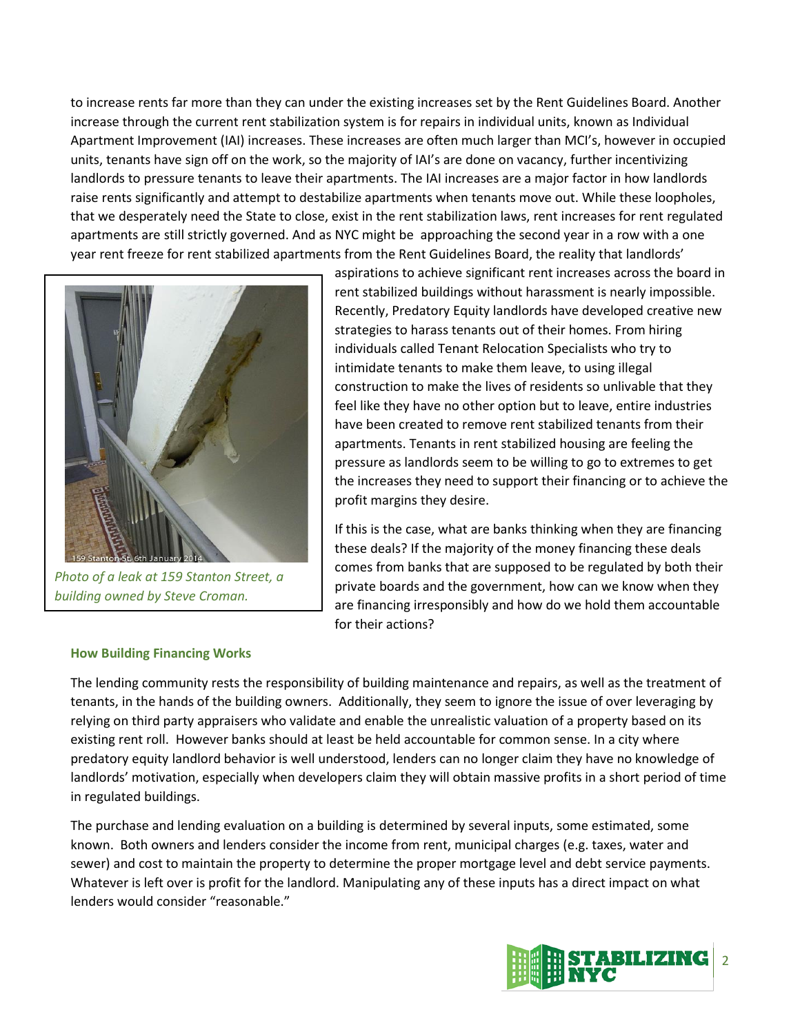to increase rents far more than they can under the existing increases set by the Rent Guidelines Board. Another increase through the current rent stabilization system is for repairs in individual units, known as Individual Apartment Improvement (IAI) increases. These increases are often much larger than MCI's, however in occupied units, tenants have sign off on the work, so the majority of IAI's are done on vacancy, further incentivizing landlords to pressure tenants to leave their apartments. The IAI increases are a major factor in how landlords raise rents significantly and attempt to destabilize apartments when tenants move out. While these loopholes, that we desperately need the State to close, exist in the rent stabilization laws, rent increases for rent regulated apartments are still strictly governed. And as NYC might be approaching the second year in a row with a one year rent freeze for rent stabilized apartments from the Rent Guidelines Board, the reality that landlords' aspirations to achieve significant rent increases across the board in rent stabilized buildings without harassment is nearly impossible. Recently, Predatory Equity landlords have developed creative new strategies to harass tenants out of their homes. From hiring individuals called Tenant Relocation Specialists who try to intimidate tenants to make them leave, to using illegal construction to make the lives of residents so unlivable that they feel like they have no other option but to leave, entire industries have been created to remove rent stabilized tenants from their apartments. Tenants in rent stabilized housing are feeling the pressure as landlords seem to be willing to go to extremes to get the increases they need to support their financing or to achieve the profit margins they desire.

*Photo of a leak at 159 Stanton Street, a building owned by Steve Croman.*

If this is the case, what are banks thinking when they are financing these deals? If the majority of the money financing these deals comes from banks that are supposed to be regulated by both their private boards and the government, how can we know when they are financing irresponsibly and how do we hold them accountable for their actions?

### How Building Financing Works

The lending community rests the responsibility of building maintenance and repairs, as well as the treatment of tenants, in the hands of the building owners. Additionally, they seem to ignore the issue of over leveraging by relying on third party appraisers who validate and enable the unrealistic valuation of a property based on its existing rent roll. However banks should at least be held accountable for common sense. In a city where predatory equity landlord behavior is well understood, lenders can no longer claim they have no knowledge of landlords' motivation, especially when developers claim they will obtain massive profits in a short period of time in regulated buildings.

The purchase and lending evaluation on a building is determined by several inputs, some estimated, some known. Both owners and lenders consider the income from rent, municipal charges (e.g. taxes, water and sewer) and cost to maintain the property to determine the proper mortgage level and debt service payments. Whatever is left over is profit for the landlord. Manipulating any of these inputs has a direct impact on what lenders would consider "reasonable."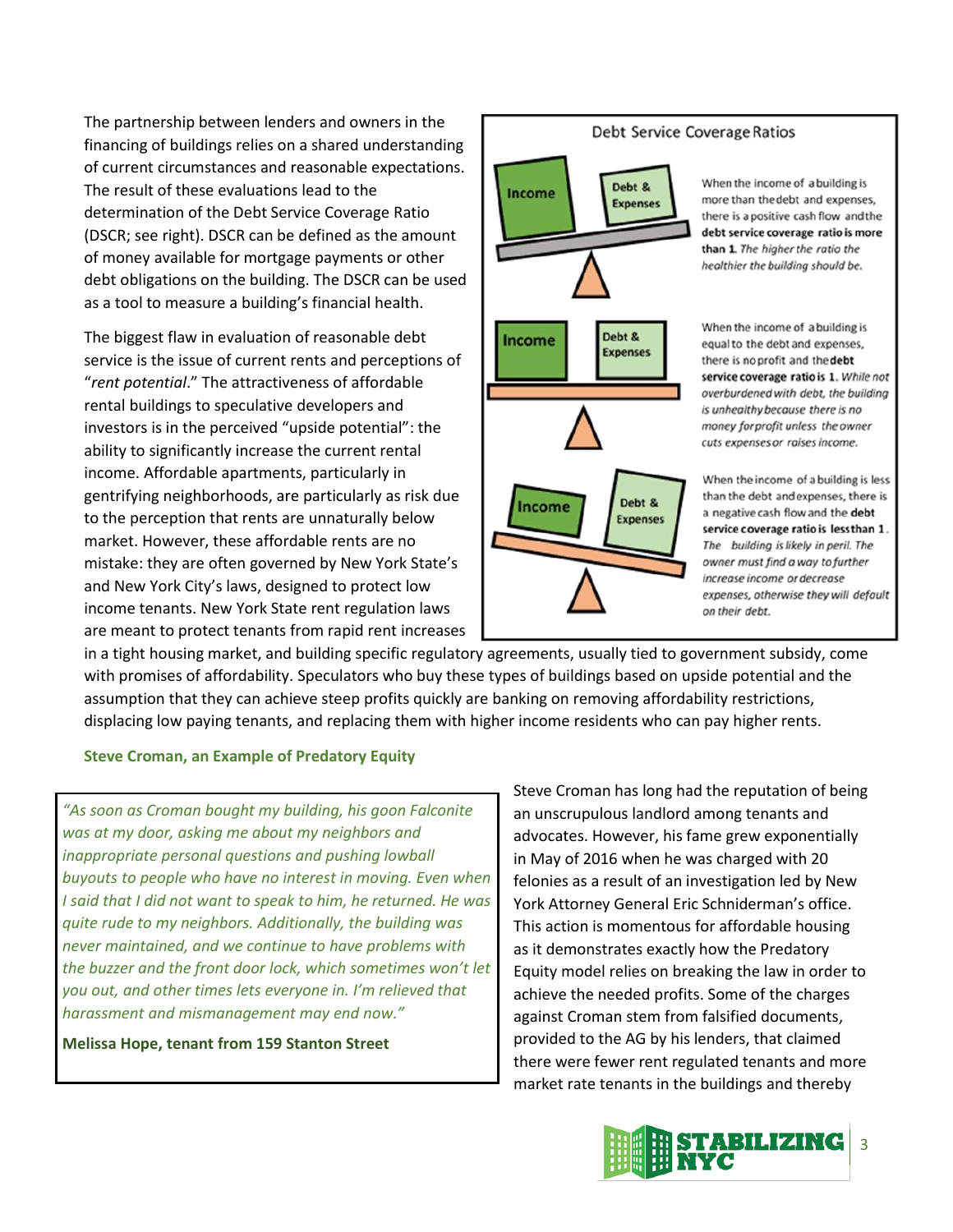The partnership between lenders and owners in the financing of buildings relies on a shared understanding of current circumstances and reasonable expectations. The result of these evaluations lead to the determination of the Debt Service Coverage Ratio (DSCR; see right). DSCR can be defined as the amount of money available for mortgage payments or other debt obligations on the building. The DSCR can be used as a tool to measure a building's financial health.

**Debt Service Coverage Ratios**

Income | Debt & Expenses

When the income of a building is more than the debt and expenses, there is a positive cash flow and the **debt service coverage ratio is more than 1.** *The higher the ratio the healthier the building should be.*

Income | Debt & Expenses

When the income of a building is equal to the debt and expenses, there is no profit and the **debt service coverage ratio is 1.** *While not overburdened with debt, the building is unhealthy because there is no money for profit unless the owner cuts expenses or raises income.*

Income | Debt & Expenses

When the income of a building is less than the debt and expenses, there is a negative cash flow and the **debt service coverage ratio is less than 1.** *The building is likely in peril. The owner must find a way to further increase income or decrease expenses, otherwise they will default on their debt.*

The biggest flaw in evaluation of reasonable debt service is the issue of current rents and perceptions of "*rent potential*." The attractiveness of affordable rental buildings to speculative developers and investors is in the perceived "upside potential": the ability to significantly increase the current rental income. Affordable apartments, particularly in gentrifying neighborhoods, are particularly as risk due to the perception that rents are unnaturally below market. However, these affordable rents are no mistake: they are often governed by New York State's and New York City's laws, designed to protect low income tenants. New York State rent regulation laws are meant to protect tenants from rapid rent increases in a tight housing market, and building specific regulatory agreements, usually tied to government subsidy, come with promises of affordability. Speculators who buy these types of buildings based on upside potential and the assumption that they can achieve steep profits quickly are banking on removing affordability restrictions, displacing low paying tenants, and replacing them with higher income residents who can pay higher rents.

### Steve Croman, an Example of Predatory Equity

> *"As soon as Croman bought my building, his goon Falconite was at my door, asking me about my neighbors and inappropriate personal questions and pushing lowball buyouts to people who have no interest in moving. Even when I said that I did not want to speak to him, he returned. He was quite rude to my neighbors. Additionally, the building was never maintained, and we continue to have problems with the buzzer and the front door lock, which sometimes won't let you out, and other times lets everyone in. I'm relieved that harassment and mismanagement may end now."*
>
> **Melissa Hope, tenant from 159 Stanton Street**

Steve Croman has long had the reputation of being an unscrupulous landlord among tenants and advocates. However, his fame grew exponentially in May of 2016 when he was charged with 20 felonies as a result of an investigation led by New York Attorney General Eric Schniderman's office. This action is momentous for affordable housing as it demonstrates exactly how the Predatory Equity model relies on breaking the law in order to achieve the needed profits. Some of the charges against Croman stem from falsified documents, provided to the AG by his lenders, that claimed there were fewer rent regulated tenants and more market rate tenants in the buildings and thereby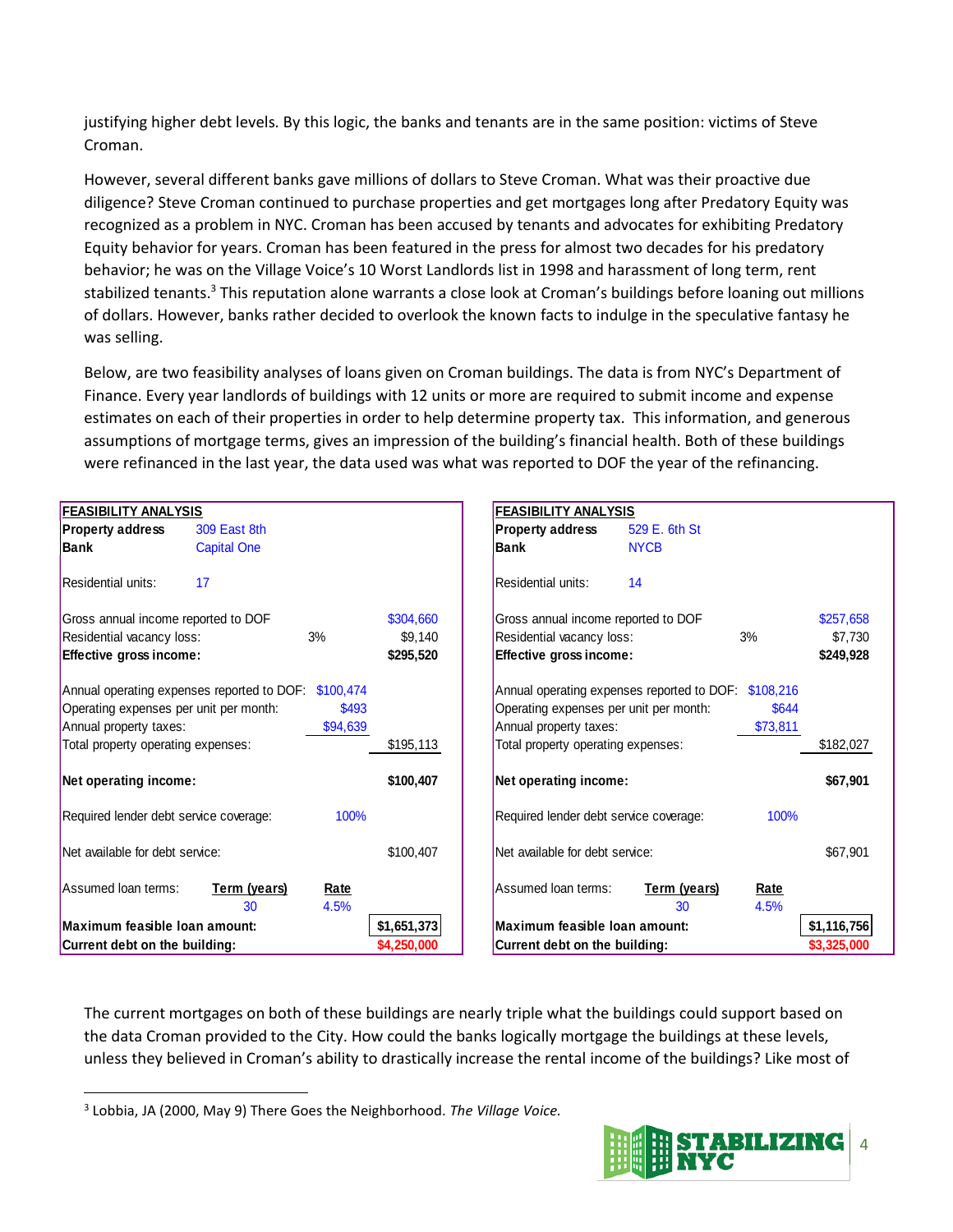justifying higher debt levels. By this logic, the banks and tenants are in the same position: victims of Steve Croman.

However, several different banks gave millions of dollars to Steve Croman. What was their proactive due diligence? Steve Croman continued to purchase properties and get mortgages long after Predatory Equity was recognized as a problem in NYC. Croman has been accused by tenants and advocates for exhibiting Predatory Equity behavior for years. Croman has been featured in the press for almost two decades for his predatory behavior; he was on the Village Voice's 10 Worst Landlords list in 1998 and harassment of long term, rent stabilized tenants.[3] This reputation alone warrants a close look at Croman's buildings before loaning out millions of dollars. However, banks rather decided to overlook the known facts to indulge in the speculative fantasy he was selling.

Below, are two feasibility analyses of loans given on Croman buildings. The data is from NYC's Department of Finance. Every year landlords of buildings with 12 units or more are required to submit income and expense estimates on each of their properties in order to help determine property tax. This information, and generous assumptions of mortgage terms, gives an impression of the building's financial health. Both of these buildings were refinanced in the last year, the data used was what was reported to DOF the year of the refinancing.

| **FEASIBILITY ANALYSIS** | | | |
|---|---|---|---|
| **Property address** | 309 East 8th | | |
| **Bank** | Capital One | | |
| Residential units: | 17 | | |
| Gross annual income reported to DOF | | | $304,660 |
| Residential vacancy loss: | | 3% | $9,140 |
| **Effective gross income:** | | | **$295,520** |
| Annual operating expenses reported to DOF: | | $100,474 | |
| Operating expenses per unit per month: | | $493 | |
| Annual property taxes: | | $94,639 | |
| Total property operating expenses: | | | $195,113 |
| **Net operating income:** | | | **$100,407** |
| Required lender debt service coverage: | | 100% | |
| Net available for debt service: | | | $100,407 |
| Assumed loan terms: | **Term (years)** | **Rate** | |
| | 30 | 4.5% | |
| **Maximum feasible loan amount:** | | | **$1,651,373** |
| **Current debt on the building:** | | | **$4,250,000** |

| **FEASIBILITY ANALYSIS** | | | |
|---|---|---|---|
| **Property address** | 529 E. 6th St | | |
| **Bank** | NYCB | | |
| Residential units: | 14 | | |
| Gross annual income reported to DOF | | | $257,658 |
| Residential vacancy loss: | | 3% | $7,730 |
| **Effective gross income:** | | | **$249,928** |
| Annual operating expenses reported to DOF: | | $108,216 | |
| Operating expenses per unit per month: | | $644 | |
| Annual property taxes: | | $73,811 | |
| Total property operating expenses: | | | $182,027 |
| **Net operating income:** | | | **$67,901** |
| Required lender debt service coverage: | | 100% | |
| Net available for debt service: | | | $67,901 |
| Assumed loan terms: | **Term (years)** | **Rate** | |
| | 30 | 4.5% | |
| **Maximum feasible loan amount:** | | | **$1,116,756** |
| **Current debt on the building:** | | | **$3,325,000** |

The current mortgages on both of these buildings are nearly triple what the buildings could support based on the data Croman provided to the City. How could the banks logically mortgage the buildings at these levels, unless they believed in Croman's ability to drastically increase the rental income of the buildings? Like most of

[3] Lobbia, JA (2000, May 9) There Goes the Neighborhood. *The Village Voice.*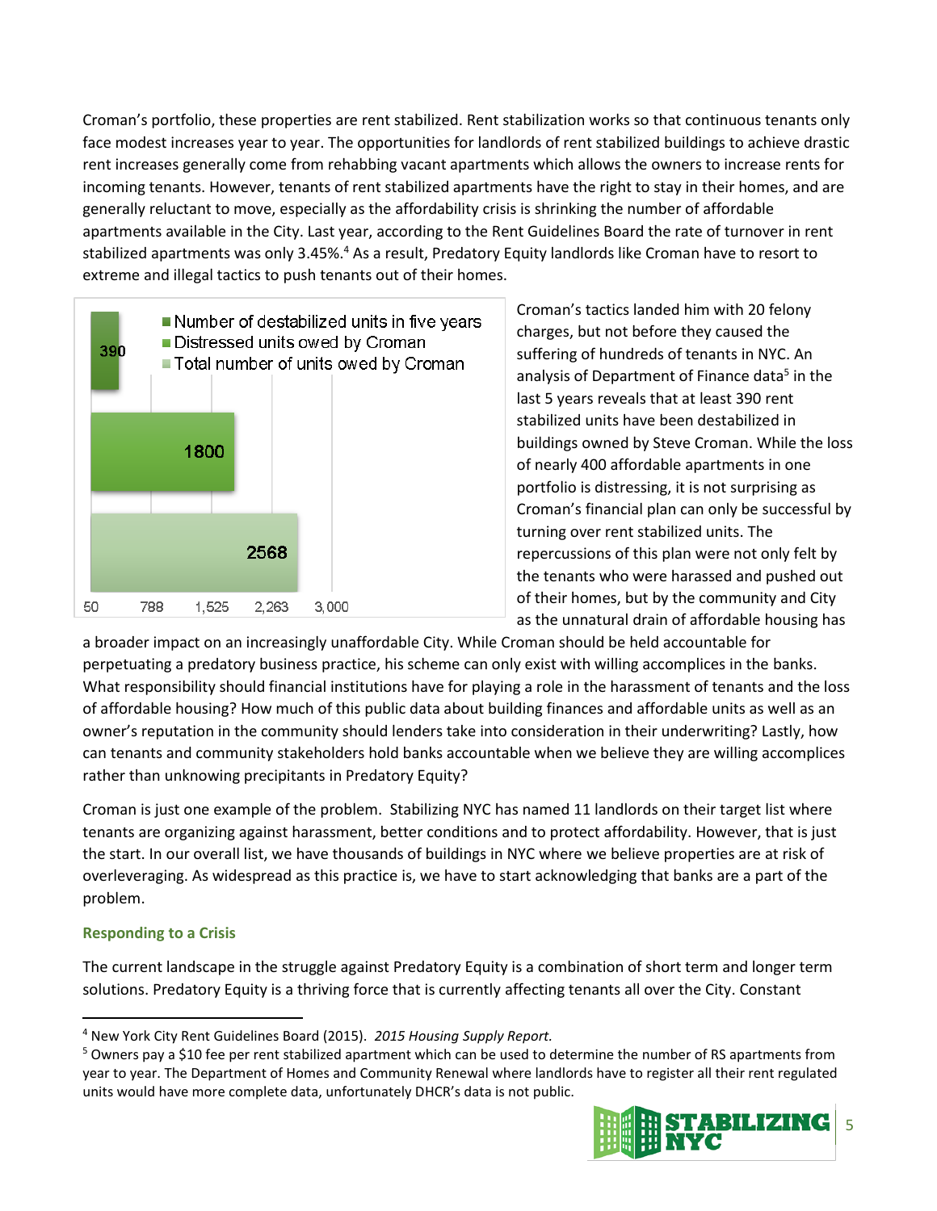Croman's portfolio, these properties are rent stabilized. Rent stabilization works so that continuous tenants only face modest increases year to year. The opportunities for landlords of rent stabilized buildings to achieve drastic rent increases generally come from rehabbing vacant apartments which allows the owners to increase rents for incoming tenants. However, tenants of rent stabilized apartments have the right to stay in their homes, and are generally reluctant to move, especially as the affordability crisis is shrinking the number of affordable apartments available in the City. Last year, according to the Rent Guidelines Board the rate of turnover in rent stabilized apartments was only 3.45%.[4] As a result, Predatory Equity landlords like Croman have to resort to extreme and illegal tactics to push tenants out of their homes.

| Category | Value |
| --- | --- |
| Number of destabilized units in five years | 390 |
| Distressed units owed by Croman | 1800 |
| Total number of units owed by Croman | 2568 |

Croman's tactics landed him with 20 felony charges, but not before they caused the suffering of hundreds of tenants in NYC. An analysis of Department of Finance data[5] in the last 5 years reveals that at least 390 rent stabilized units have been destabilized in buildings owned by Steve Croman. While the loss of nearly 400 affordable apartments in one portfolio is distressing, it is not surprising as Croman's financial plan can only be successful by turning over rent stabilized units. The repercussions of this plan were not only felt by the tenants who were harassed and pushed out of their homes, but by the community and City as the unnatural drain of affordable housing has a broader impact on an increasingly unaffordable City. While Croman should be held accountable for perpetuating a predatory business practice, his scheme can only exist with willing accomplices in the banks. What responsibility should financial institutions have for playing a role in the harassment of tenants and the loss of affordable housing? How much of this public data about building finances and affordable units as well as an owner's reputation in the community should lenders take into consideration in their underwriting? Lastly, how can tenants and community stakeholders hold banks accountable when we believe they are willing accomplices rather than unknowing precipitants in Predatory Equity?

Croman is just one example of the problem. Stabilizing NYC has named 11 landlords on their target list where tenants are organizing against harassment, better conditions and to protect affordability. However, that is just the start. In our overall list, we have thousands of buildings in NYC where we believe properties are at risk of overleveraging. As widespread as this practice is, we have to start acknowledging that banks are a part of the problem.

### Responding to a Crisis

The current landscape in the struggle against Predatory Equity is a combination of short term and longer term solutions. Predatory Equity is a thriving force that is currently affecting tenants all over the City. Constant

[4] New York City Rent Guidelines Board (2015). *2015 Housing Supply Report.*

[5] Owners pay a $10 fee per rent stabilized apartment which can be used to determine the number of RS apartments from year to year. The Department of Homes and Community Renewal where landlords have to register all their rent regulated units would have more complete data, unfortunately DHCR's data is not public.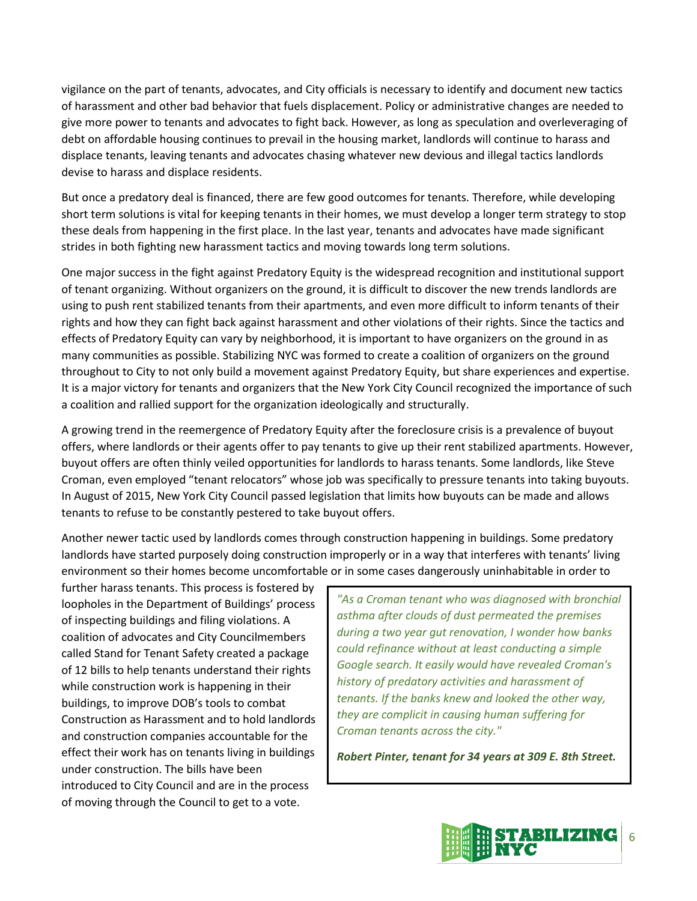vigilance on the part of tenants, advocates, and City officials is necessary to identify and document new tactics of harassment and other bad behavior that fuels displacement. Policy or administrative changes are needed to give more power to tenants and advocates to fight back. However, as long as speculation and overleveraging of debt on affordable housing continues to prevail in the housing market, landlords will continue to harass and displace tenants, leaving tenants and advocates chasing whatever new devious and illegal tactics landlords devise to harass and displace residents.

But once a predatory deal is financed, there are few good outcomes for tenants. Therefore, while developing short term solutions is vital for keeping tenants in their homes, we must develop a longer term strategy to stop these deals from happening in the first place. In the last year, tenants and advocates have made significant strides in both fighting new harassment tactics and moving towards long term solutions.

One major success in the fight against Predatory Equity is the widespread recognition and institutional support of tenant organizing. Without organizers on the ground, it is difficult to discover the new trends landlords are using to push rent stabilized tenants from their apartments, and even more difficult to inform tenants of their rights and how they can fight back against harassment and other violations of their rights. Since the tactics and effects of Predatory Equity can vary by neighborhood, it is important to have organizers on the ground in as many communities as possible. Stabilizing NYC was formed to create a coalition of organizers on the ground throughout to City to not only build a movement against Predatory Equity, but share experiences and expertise. It is a major victory for tenants and organizers that the New York City Council recognized the importance of such a coalition and rallied support for the organization ideologically and structurally.

A growing trend in the reemergence of Predatory Equity after the foreclosure crisis is a prevalence of buyout offers, where landlords or their agents offer to pay tenants to give up their rent stabilized apartments. However, buyout offers are often thinly veiled opportunities for landlords to harass tenants. Some landlords, like Steve Croman, even employed "tenant relocators" whose job was specifically to pressure tenants into taking buyouts. In August of 2015, New York City Council passed legislation that limits how buyouts can be made and allows tenants to refuse to be constantly pestered to take buyout offers.

Another newer tactic used by landlords comes through construction happening in buildings. Some predatory landlords have started purposely doing construction improperly or in a way that interferes with tenants' living environment so their homes become uncomfortable or in some cases dangerously uninhabitable in order to further harass tenants. This process is fostered by loopholes in the Department of Buildings' process of inspecting buildings and filing violations. A coalition of advocates and City Councilmembers called Stand for Tenant Safety created a package of 12 bills to help tenants understand their rights while construction work is happening in their buildings, to improve DOB's tools to combat Construction as Harassment and to hold landlords and construction companies accountable for the effect their work has on tenants living in buildings under construction. The bills have been introduced to City Council and are in the process of moving through the Council to get to a vote.

> *"As a Croman tenant who was diagnosed with bronchial asthma after clouds of dust permeated the premises during a two year gut renovation, I wonder how banks could refinance without at least conducting a simple Google search. It easily would have revealed Croman's history of predatory activities and harassment of tenants. If the banks knew and looked the other way, they are complicit in causing human suffering for Croman tenants across the city."*
>
> ***Robert Pinter, tenant for 34 years at 309 E. 8th Street.***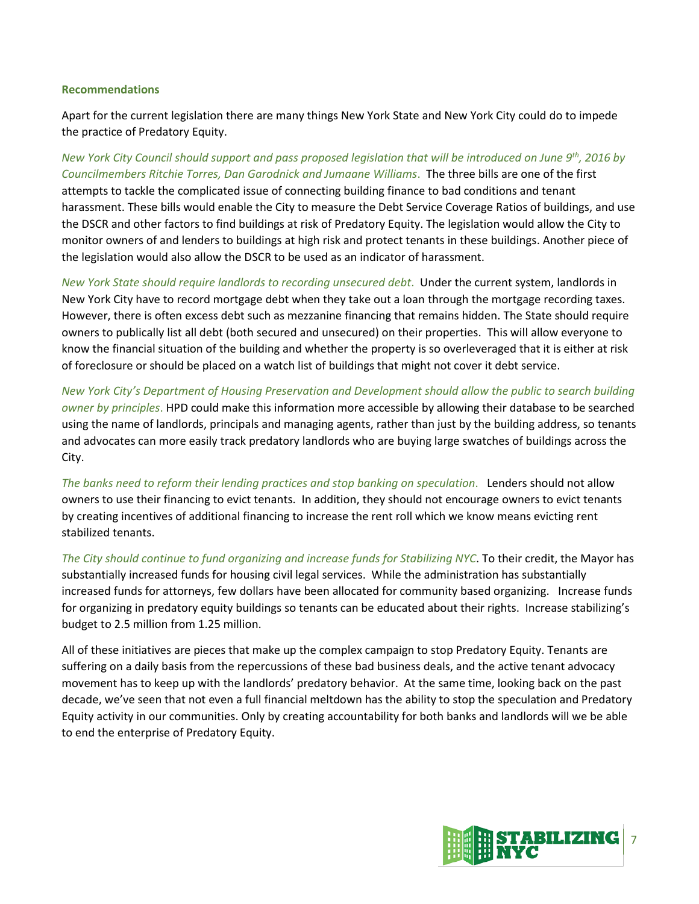## Recommendations

Apart for the current legislation there are many things New York State and New York City could do to impede the practice of Predatory Equity.

*New York City Council should support and pass proposed legislation that will be introduced on June 9th, 2016 by Councilmembers Ritchie Torres, Dan Garodnick and Jumaane Williams.* The three bills are one of the first attempts to tackle the complicated issue of connecting building finance to bad conditions and tenant harassment. These bills would enable the City to measure the Debt Service Coverage Ratios of buildings, and use the DSCR and other factors to find buildings at risk of Predatory Equity. The legislation would allow the City to monitor owners of and lenders to buildings at high risk and protect tenants in these buildings. Another piece of the legislation would also allow the DSCR to be used as an indicator of harassment.

*New York State should require landlords to recording unsecured debt.* Under the current system, landlords in New York City have to record mortgage debt when they take out a loan through the mortgage recording taxes. However, there is often excess debt such as mezzanine financing that remains hidden. The State should require owners to publically list all debt (both secured and unsecured) on their properties. This will allow everyone to know the financial situation of the building and whether the property is so overleveraged that it is either at risk of foreclosure or should be placed on a watch list of buildings that might not cover it debt service.

*New York City's Department of Housing Preservation and Development should allow the public to search building owner by principles.* HPD could make this information more accessible by allowing their database to be searched using the name of landlords, principals and managing agents, rather than just by the building address, so tenants and advocates can more easily track predatory landlords who are buying large swatches of buildings across the City.

*The banks need to reform their lending practices and stop banking on speculation.* Lenders should not allow owners to use their financing to evict tenants. In addition, they should not encourage owners to evict tenants by creating incentives of additional financing to increase the rent roll which we know means evicting rent stabilized tenants.

*The City should continue to fund organizing and increase funds for Stabilizing NYC.* To their credit, the Mayor has substantially increased funds for housing civil legal services. While the administration has substantially increased funds for attorneys, few dollars have been allocated for community based organizing. Increase funds for organizing in predatory equity buildings so tenants can be educated about their rights. Increase stabilizing's budget to 2.5 million from 1.25 million.

All of these initiatives are pieces that make up the complex campaign to stop Predatory Equity. Tenants are suffering on a daily basis from the repercussions of these bad business deals, and the active tenant advocacy movement has to keep up with the landlords' predatory behavior. At the same time, looking back on the past decade, we've seen that not even a full financial meltdown has the ability to stop the speculation and Predatory Equity activity in our communities. Only by creating accountability for both banks and landlords will we be able to end the enterprise of Predatory Equity.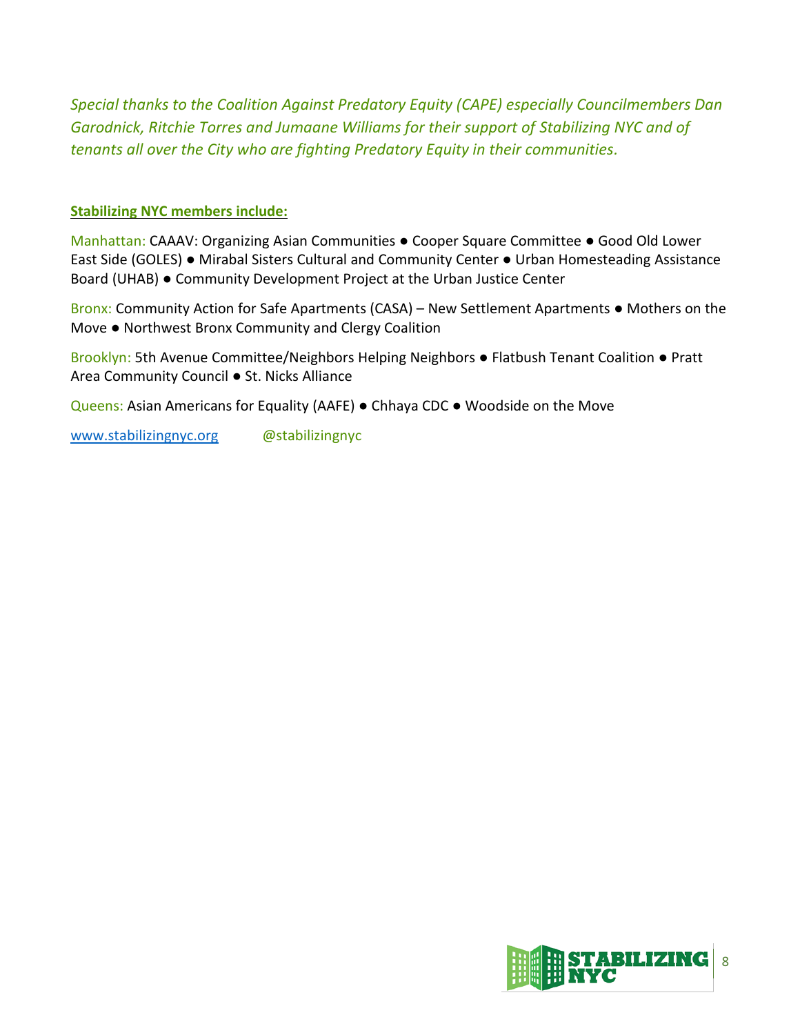*Special thanks to the Coalition Against Predatory Equity (CAPE) especially Councilmembers Dan Garodnick, Ritchie Torres and Jumaane Williams for their support of Stabilizing NYC and of tenants all over the City who are fighting Predatory Equity in their communities.*

**Stabilizing NYC members include:**

Manhattan: CAAAV: Organizing Asian Communities ● Cooper Square Committee ● Good Old Lower East Side (GOLES) ● Mirabal Sisters Cultural and Community Center ● Urban Homesteading Assistance Board (UHAB) ● Community Development Project at the Urban Justice Center

Bronx: Community Action for Safe Apartments (CASA) – New Settlement Apartments ● Mothers on the Move ● Northwest Bronx Community and Clergy Coalition

Brooklyn: 5th Avenue Committee/Neighbors Helping Neighbors ● Flatbush Tenant Coalition ● Pratt Area Community Council ● St. Nicks Alliance

Queens: Asian Americans for Equality (AAFE) ● Chhaya CDC ● Woodside on the Move

www.stabilizingnyc.org @stabilizingnyc